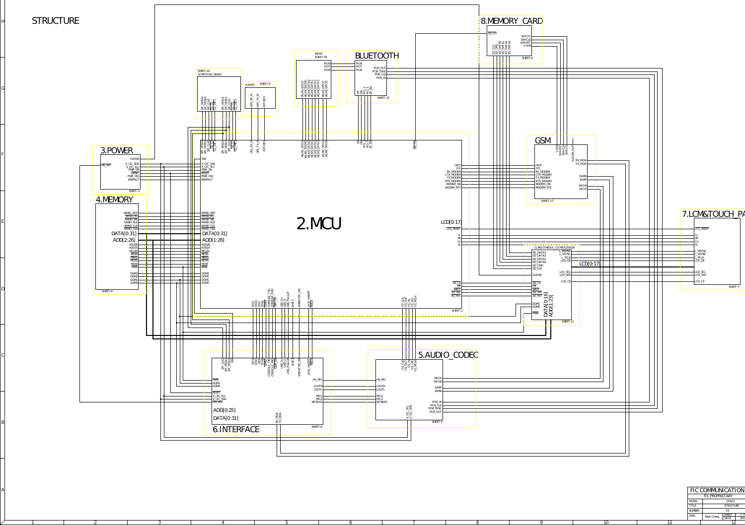# STRUCTURE

## 3.POWER

ON_KEY

CLK32K
X_I2C_SDA
X_I2C_SCL
PWR_OK
RESET
PWR_IRQ
KEEPACT

SHEET-3

## 4.MEMORY

NAND_RDY
NAND_RD
NAND_WE
NAND_ALE
NAND_CLE
NAND_CS0
DATA[0:31]
ADD[2:26]
ADD26
ADD25
MCLK0
MCS0
RAS0
CAS0
MOE
MWE
DQM3
DQM2
DQM1
DQM0

SHEET-4

## 2.MCU

SS0
X_I2C_SDA
X_I2C_SCL
PWR_OK
RESET
PWR_IRQ
KEEPACT

NAND_RDY
NAND_RD
NAND_WE
NAND_ALE
NAND_CLE
NAND_CS0
DATA[0:31]
ADD[1:26]
ADD26
ADD25
MCLK0
MCS0
RAS0
CAS0
MOE
MWE
DQM3
DQM2
DQM1
DQM0

SPI_MISO0
SPI_MOSI0
SPI_CLK0
INT_G1
SPI_MISO1
SPI_MOSI1
SPI_CLK1
INT_G2
GPS_RX_M
GPS_TX_M
EXTINF0
WLAN_SDCLK
WLAN_SDCMD
WLAN_DATA0
WLAN_DATA1
WLAN_DATA2
WLAN_DATA3
WLAN_GPIO1
WLAN_GPIO0
DIP
DIN
PIO_2
PIO_5
BT_EN
SD_CD

INT0
IO1
RX_MODEM
CTS_MODEM
TX_MODEM
RTS_MODEM
MODEM_ON
MODEM_RTS

LCD[0:17]
LCD_RESET
YL
XR
YU
XL

SD_CS
OE
WAIT
SD_INT
SD_RST

STDI
STDO
STDE
STDM
CONSOLE_TXD
CONSOLE_RXD
WAIT_INT
USB D+
USB D-
USB_PULLUP
EINT3
VIBRATOR_ON
JACK_INSERT
HOLD

IIS_CLK
IIS_OUT
IIS_IN
IIS_LRC
IIS_MCLK

SHEET-2

## SHEET-10 10.MOTION_SENSO

SPI_MISO0
SPI_MOSI0
SPI_CLK0
INT_G1
SPI_MISO1
SPI_MOSI1
SPI_CLK1
INT_G2

## 9.AGPS

SHEET-9

GPS_RX_M
GPS_TX_M
EXTINF0

## WLAN SHEET-20

PIO9
PIO7
PIO9
WLAN_SDCLK
WLAN_SDCMD
WLAN_DATA0
WLAN_DATA1
WLAN_DATA2
WLAN_DATA3
WLAN_GPIO1
WLAN_GPIO0

## BLUETOOTH

PIO9
PIO7
PIO9
PCM_OUT
PCM_SYNC
PCM_CLK
PCM_IN
DIP
DIN
PIO_2
PIO_5
BT_EN

SHEET-15

## 8.MEMORY_CARD

SD_CD
SIM-I/O
SIM-CLK
SIM-RST
V-SIM
SD_CLK
SD_CMD
SD_DAT0
SD_DAT1
SD_DAT2
SD_DAT3

SHEET-8

## GSM

V-SIM
SIMRST
SIMCLK
SIMI/O
CLK32M_OUT
INT0
IO1
RX_MODEM
CTS_MODEM
TX_MODEM
RTS_MODEM
MODEM_ON
MODEM_RTS
RX_IRDA
TX_IRDA
EARN
EARP
MICIN
MICIP

SHEET-13

## 11.MULTIMEDIA_CO-PROCESSOR

SD_DATA3
SD_DATA2
SD_DATA1
SD_DATA0
SD_CMD
SD_CLK
CLK32K
SD_CS
OE
WAIT
SD_INT
SD_RST
DQM1
DQM0
MWE
DATA[0:16]
ADD[1:23]
L_HSYNC
L_VSYNC
L_PCLK
LCD_DE
LCD[0:17]
LCD_SCL
LCD_DIN
LCD_CS

SHEET-11

## 7.LCM&TOUCH_PA

LCD_RESET
YL
XR
YU
XL
L_HSYNC
L_VSYNC
L_PCLK
LCD_DE
LCD_SCL
LCD_DIN
LCD_CS

SHEET-7

## 5.AUDIO_CODEC

HS_MIC
LOUTR
LOUTL
MIC1
MIC2
MICBIAS
IIS_CLK
IIS_OUT
IIS_IN
IIS_LRC
IIS_MCLK
X_I2C_SCL
X_I2C_SDA
MICIP
MICIN
EARP
EARN
PCM_IN
PCM_CLK
PCM_SYNC
PCM_OUT

SHEET-5

## 6.INTERFACE

SPI_CLK1
SPI_MOSI1
SPI_MISO1
SS0
MWE
DQM1
DQM0
RESET
X_I2C_SCL
X_I2C_SDA
ON_KEY
ADD[0:25]
DATA[0:31]
STDI
STDO
STDE
STDM
CONSOLE_TXD
CONSOLE_RXD
WAIT_INT
USB D+
USB D-
USB_PULLUP
EINT3
VIBRATOR_ON
JACK_INSERT
HOLD
RX_IRDA
TX_IRDA
HS_MIC
LOUTR
LOUTL
MIC1
MIC2
MICBIAS

SHEET-6

| FIC COMMUNICATION | | | |
|---|---|---|---|
| FIC PROPRIETARY | | | |
| MODEL | GTA02 | | |
| TITLE | STRUCTURE | | |
| NUMBER | A3 | | |
| DWG. | Allen Chang | SHEET | 1 |
| | | DATE | 200 |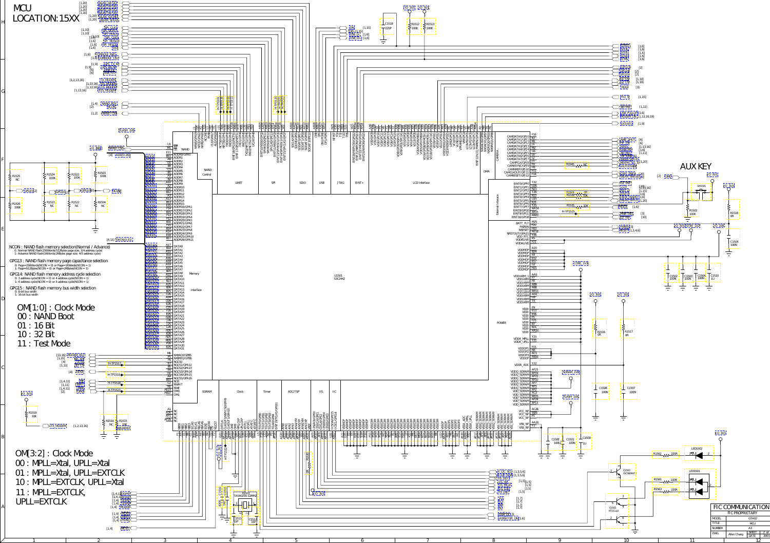# MCU
# LOCATION:15XX

NCON : NAND flash memory selection(Normal / Advance)
- 0: Normal NAND flash(256Words/512Bytes page size, 3/4 address cycle)
- 1: Advance NAND flash(1KWords/2KBytes page size, 4/5 address cycle)

GPG13 : NAND flash memory page capacitance selection
- 0: Page=256Words(NCON = 0) or Page=1KWords(NCON = 1)
- 1: Page=512Bytes(NCON = 0) or Page=2KBytes(NCON = 1)

GPG14: NAND flash memory address cycle selection
- 0: 3 address cycle(NCON = 0) or 4 address cycle(NCON = 1)
- 1: 4 address cycle(NCON = 0) or 5 address cycle(NCON = 1)

GPG15 : NAND flash memory bus width selection
- 0: 8-bit bus width
- 1: 16-bit bus width

OM[1:0] : Clock Mode
- 00 : NAND Boot
- 01 : 16 Bit
- 10 : 32 Bit
- 11 : Test Mode

OM[3:2] : Clock Mode
- 00 : MPLL=Xtal, UPLL=Xtal
- 01 : MPLL=Xtal, UPLL=EXTCLK
- 10 : MPLL=EXTCLK, UPLL=Xtal
- 11 : MPLL=EXTCLK, UPLL=EXTCLK

AUX KEY

U1501
S3C2442

| FIC COMMUNICATION | |
|---|---|
| FIC PROPRIETARY | |
| MODEL | GTA02 |
| TITLE | MCU |
| NUMBER | A3 |
| DWG. | Allen Chang |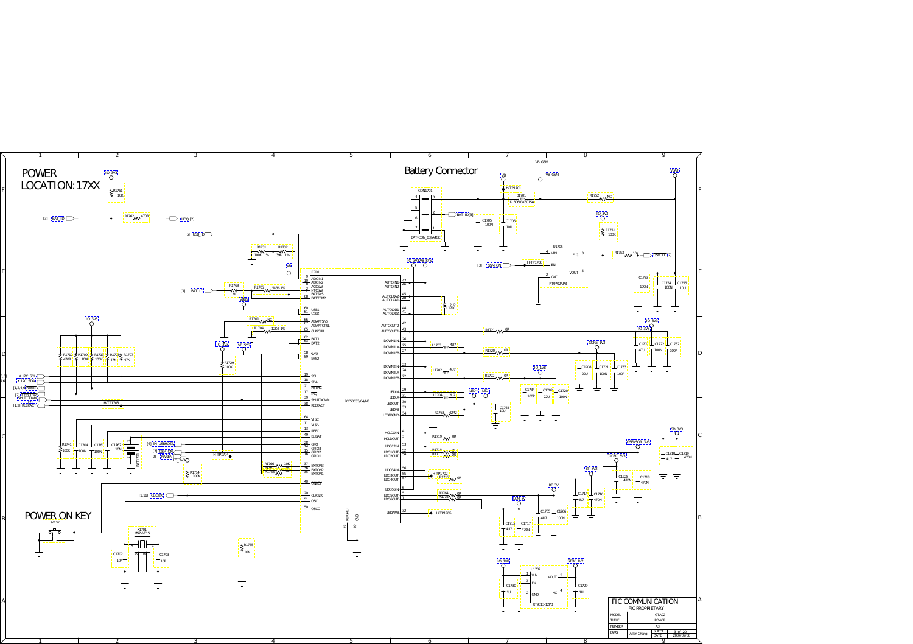# POWER
LOCATION:17XX

## Battery Connector

## POWER ON KEY

| FIC COMMUNICATION | |
|---|---|
| FIC PROPRIETARY | |
| MODEL | GTA02 |
| TITLE | POWER |
| NUMBER | A3 |
| DWG. | Allan Chang |
| SHEET | 3 of 20 |
| DATE | 2007/09/06 |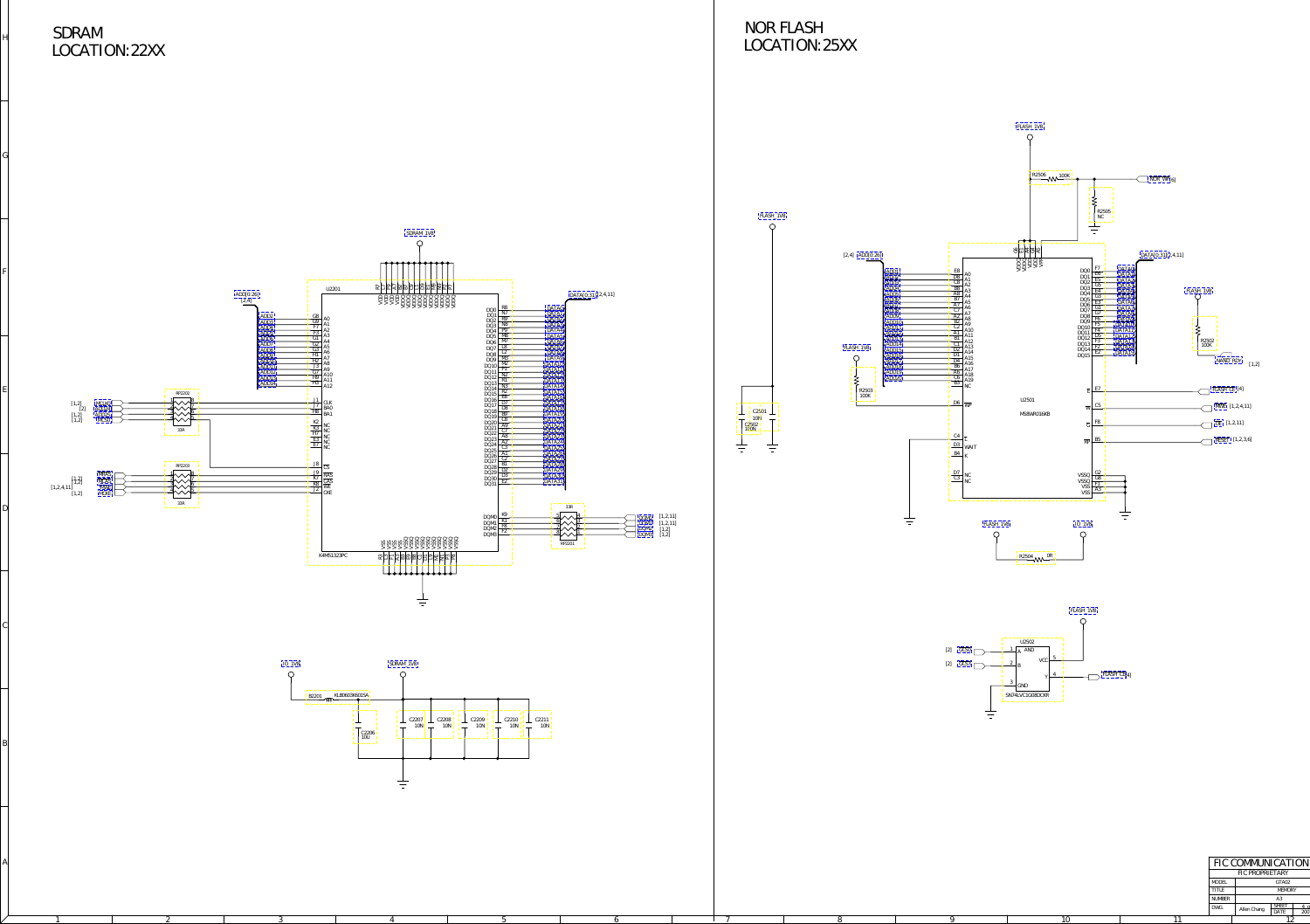# SDRAM
LOCATION:22XX

# NOR FLASH
LOCATION:25XX

U2201 K4M51323PC

U2501 M58WR016KB

U2502 SN74LVC1G08DCKR

| FIC COMMUNICATION | |
|---|---|
| FIC PROPRIETARY | |
| MODEL | GTA02 |
| TITLE | MEMORY |
| NUMBER | A3 |
| DWG. | Allen Chang |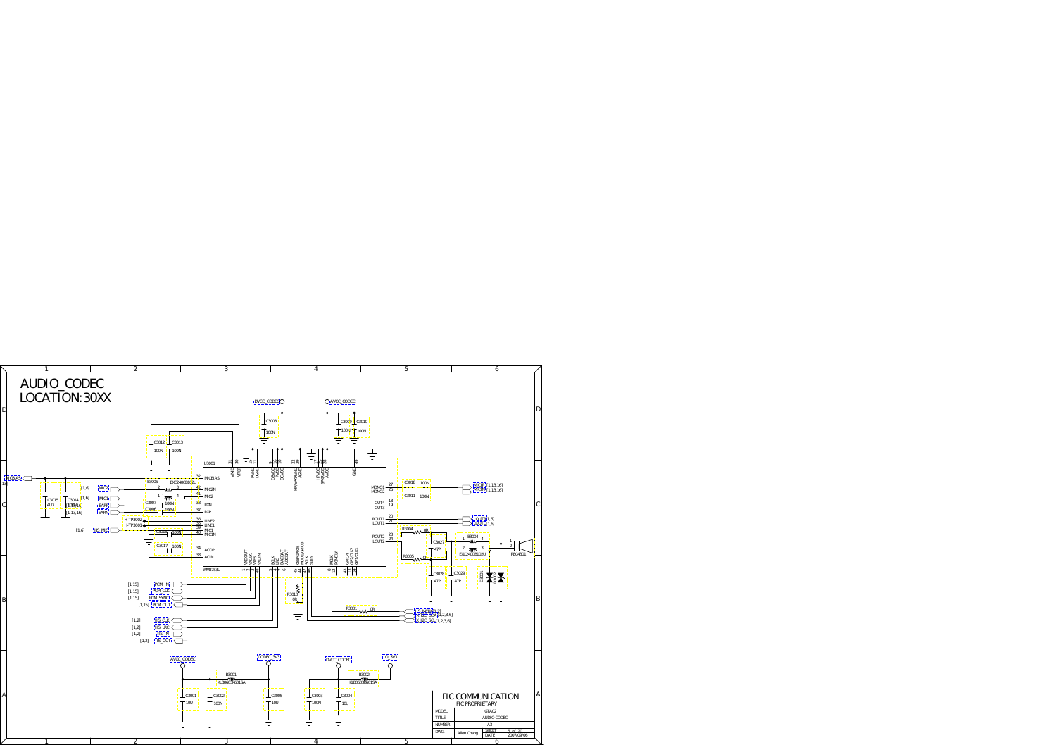# AUDIO_CODEC

LOCATION:30XX

U3001 WM8753L

| MODEL | GTA02 |
| --- | --- |
| TITLE | AUDIO CODEC |
| NUMBER | A3 |
| DWG | Allen Chang | SHEET 5 of 20 | DATE 2007/09/06 |

FIC COMMUNICATION

FIC PROPRIETARY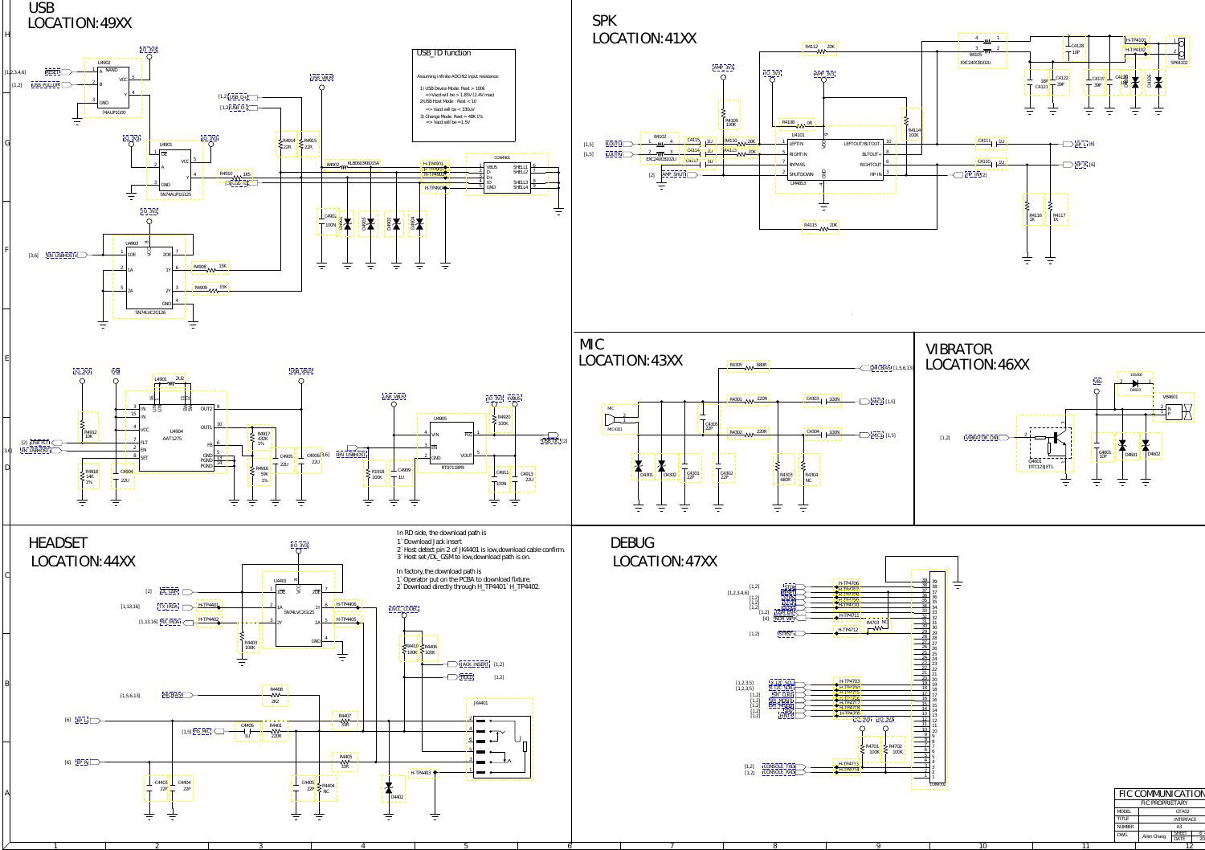# USB
LOCATION:49XX

## USB_ID function

Assuming infinite ADCIN2 input resistance:

1) USB Device Mode: Rext > 100k
=>Vacd will be > 1.85V (2.4V max)
2)USB Host Mode : Rext < 10
=> Vacd will be < 330uV
3) Charge Mode: Rext = 48K 1%
=> Vacd will be =1.5V

# SPK
LOCATION:41XX

# MIC
LOCATION:43XX

# VIBRATOR
LOCATION:46XX

# HEADSET
LOCATION:44XX

In RD side, the download path is
1` Download Jack insert
2` Host detect pin 2 of JK4401 is low,download cable confirm.
3` Host set /DL_GSM to low,download path is on.

In factory,the download path is
1` Operator put on the PCBA to download fixture.
2` Download directly through H_TP4401 `H_TP4402.

# DEBUG
LOCATION:47XX

| FIC COMMUNICATION | |
|---|---|
| FIC PROPRIETARY | |
| MODEL | GTA02 |
| TITLE | INTERFACE |
| NUMBER | A3 |
| DWG. | Allen Chang |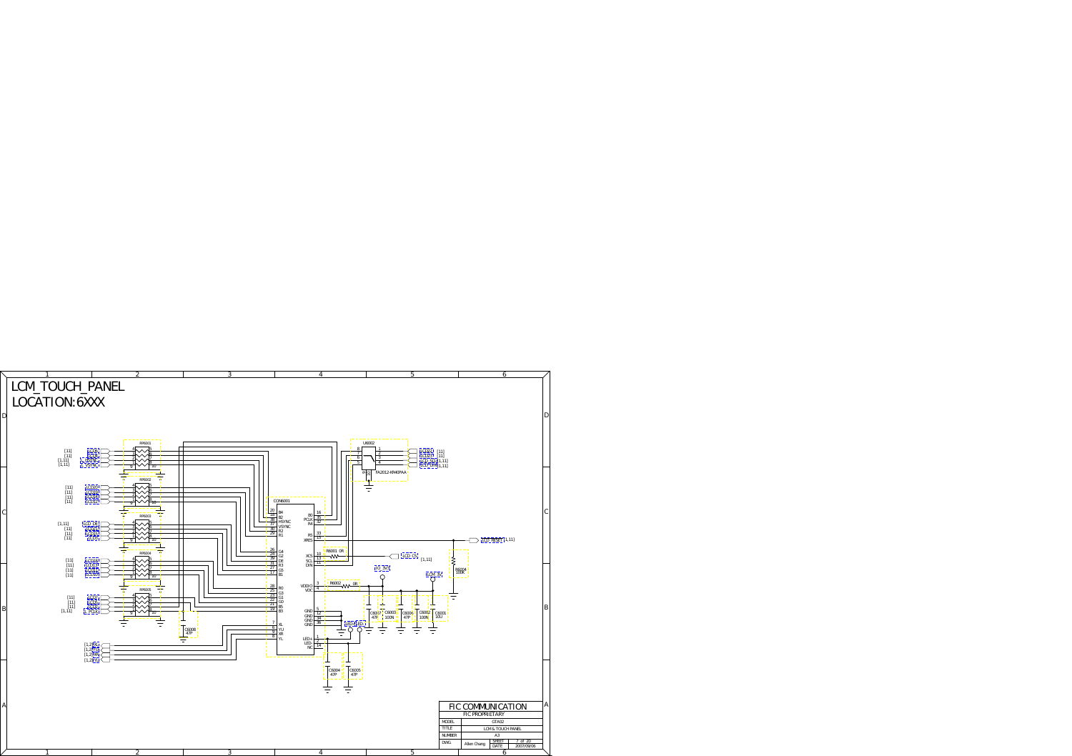# LCM_TOUCH_PANEL

## LOCATION:6XXX

RP6001

RP6002

RP6003

RP6004

RP6005

U6002

FA2012-KM40PAA

CON6001

| Pin | Signal | Pin | Signal |
|---|---|---|---|
| 20 | B4 | 16 | B0 |
| 18 | B2 | 35 | PCLK |
| 38 | HSYNC | 32 | R4 |
| 37 | VSYNC | | |
| 30 | R2 | 33 | R3 |
| 29 | R1 | 15 | XRES |
| 26 | G4 | | |
| 24 | G2 | 10 | XCS |
| 39 | DE | 13 | SCL |
| 31 | R3 | 11 | DIN |
| 27 | G5 | | |
| 17 | B1 | | |
| 28 | R0 | 3 | VDDIO |
| 25 | G3 | 4 | VDF |
| 23 | G1 | | |
| 22 | G0 | 5 | GND |
| 21 | B5 | 12 | GND |
| 19 | B3 | 34 | GND |
| | | 36 | GND |
| 7 | XL | | |
| 6 | YU | 1 | LED+ |
| 9 | XR | 2 | LED- |
| 8 | YL | 14 | NC |

R6001 0R

R6002 0R

R6004 100K

C6008 47P

C6007 47P

C6003 100N

C6006 47P

C6002 100N

C6001 10U

C6004 47P

C6005 47P

| FIC COMMUNICATION | | | |
|---|---|---|---|
| FIC PROPRIETARY | | | |
| MODEL | GTA02 | | |
| TITLE | LCM & TOUCH PANEL | | |
| NUMBER | A3 | | |
| DWG | Allen Chang | SHEET | 7 of 20 |
| | | DATE | 2007/09/06 |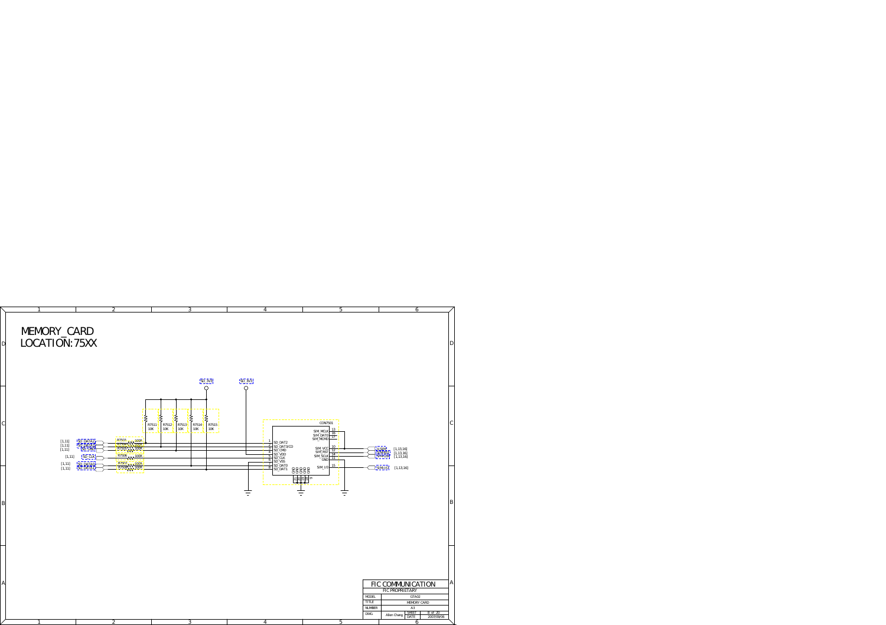# MEMORY_CARD
# LOCATION:75XX

SD_3V3 SD_3V3

R7511 10K R7512 10K R7513 10K R7514 10K R7515 10K

CON7501

| Pin | Name |
|---|---|
| 1 | SD_DAT2 |
| 2 | SD_DAT3/CD |
| 3 | SD_CMD |
| 4 | SD_VDD |
| 5 | SD_CLK |
| 6 | SD_VSS |
| 7 | SD_DAT0 |
| 8 | SD_DAT1 |
| 13 | SIM_MCLK |
| 16 | SIM_DAT0 |
| 17 | SIM_MCMD |
| 10 | SIM_VCC |
| 12 | SIM_RST |
| 14 | SIM_SCLK |
| 11 | GND |
| 15 | SIM_I/O |

R7501 100R, R7502 100R, R7503 100R, R7504 100R, R7505 100R, R7506 100R

[1,11] SD_DATA2
[1,11] SD_DATA3
[1,11] SD_CMD
[1,11] SD_CLK
[1,11] SD_DATA0
[1,11] SD_DATA1

[1,13,16]
[1,13,16]
[1,13,16]
[1,13,16] SIM_I/O

| | |
|---|---|
| FIC COMMUNICATION | |
| FIC PROPRIETARY | |
| MODEL | GTA02 |
| TITLE | MEMORY CARD |
| NUMBER | A3 |
| DWG | Allen Chang — SHEET 8 of 20 — DATE 2007/09/06 |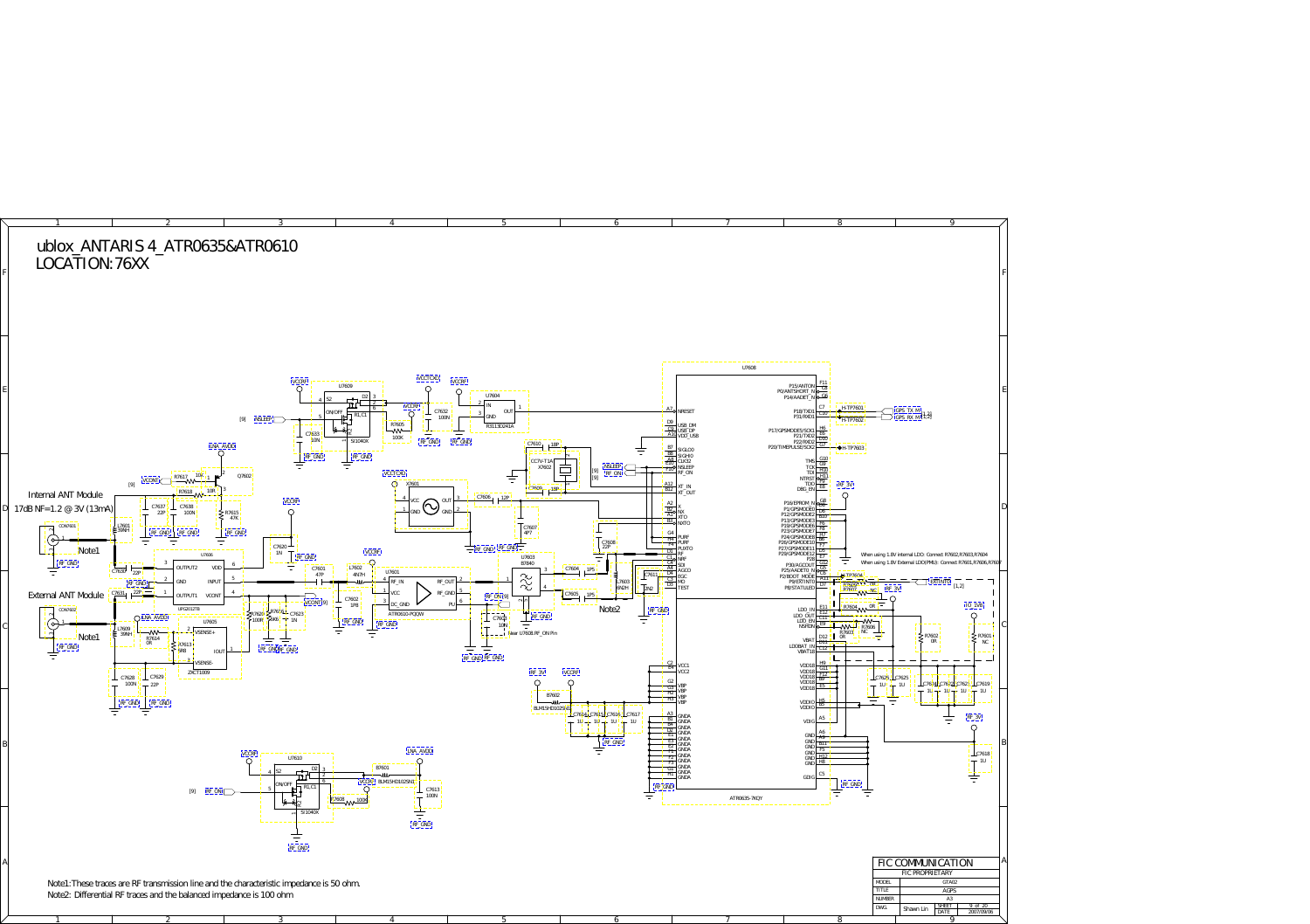# ublox_ANTARIS 4_ATR0635&ATR0610
## LOCATION:76XX

Internal ANT Module
17dB NF=1.2 @ 3V (13mA)

Note1

External ANT Module

Note1

Note2

When using 1.8V internal LDO: Connect R7602/R7603/R7604
When using 1.8V External LDO(PMU): Connect R7601/R7606/R7607

Note1:These traces are RF transmission line and the characteristic impedance is 50 ohm.
Note2: Differential RF traces and the balanced impedance is 100 ohm

| FIC COMMUNICATION | | | |
|---|---|---|---|
| FIC PROPRIETARY | | | |
| MODEL | GTA02 | | |
| TITLE | AGPS | | |
| NUMBER | A3 | | |
| DWG. | Shawn Lin | SHEET 9 of 20 | DATE 2007/09/06 |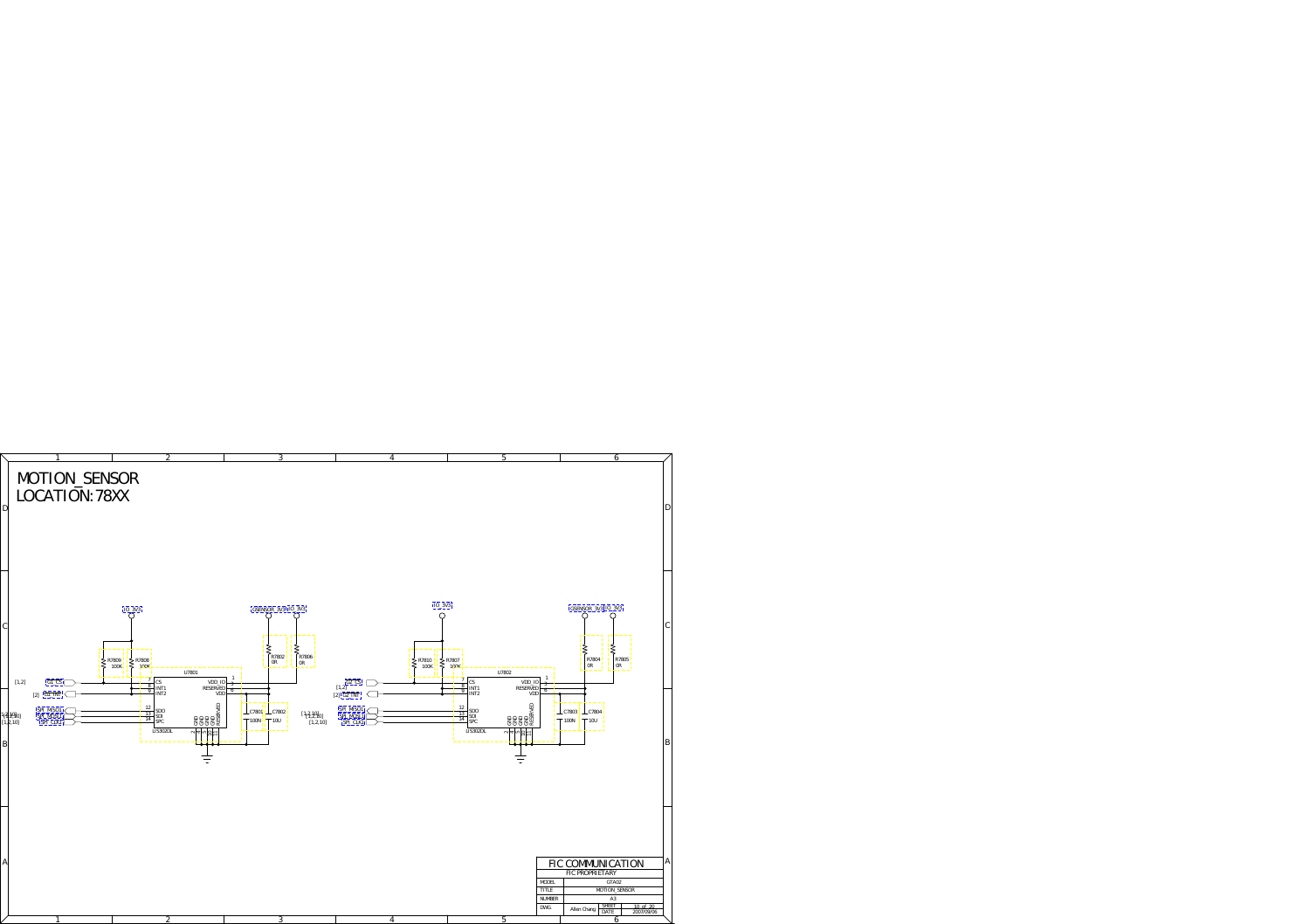# MOTION_SENSOR
## LOCATION:78XX

U7801 (LIS302DL)

- Pin 7: CS — LIS_CS [1,2]
- Pin 8: INT1
- Pin 9: INT2 — LIS_INT [2]
- Pin 12: SDO
- Pin 13: SDI
- Pin 14: SPC
- Pin 1: VDD_IO
- Pin 5: RESERVED
- Pin 6: VDD
- GND pins: 2, 4, 5, 10, 11 (GND, GND, GND, GND, RESERVED)

R7809 100K, R7808 100K (IO_3V3)
R7802 0R, R7806 0R (SENSOR_3V3, IO_3V3)
C7801 100N, C7802 10U

SPI_MISO, SPI_MOSI, SPI_CLK [1,2,10]

U7802 (LIS302DL)

- Pin 7: CS — LIS_CS [1,2]
- Pin 8: INT1
- Pin 9: INT2 — LIS_INT [2]
- Pin 12: SDO
- Pin 13: SDI
- Pin 14: SPC
- Pin 1: VDD_IO
- Pin 5: RESERVED
- Pin 6: VDD

R7810 100K, R7807 100K (IO_3V3)
R7804 0R, R7805 0R (SENSOR_3V3, IO_3V3)
C7803 100N, C7804 10U

SPI_MISO, SPI_MOSI, SPI_CLK [1,2,10]

| FIC COMMUNICATION | | | |
|---|---|---|---|
| FIC PROPRIETARY | | | |
| MODEL | GTA02 | | |
| TITLE | MOTION_SENSOR | | |
| NUMBER | A3 | | |
| DWG | Allen Chang | SHEET | 10 of 20 |
| | | DATE | 2007/09/06 |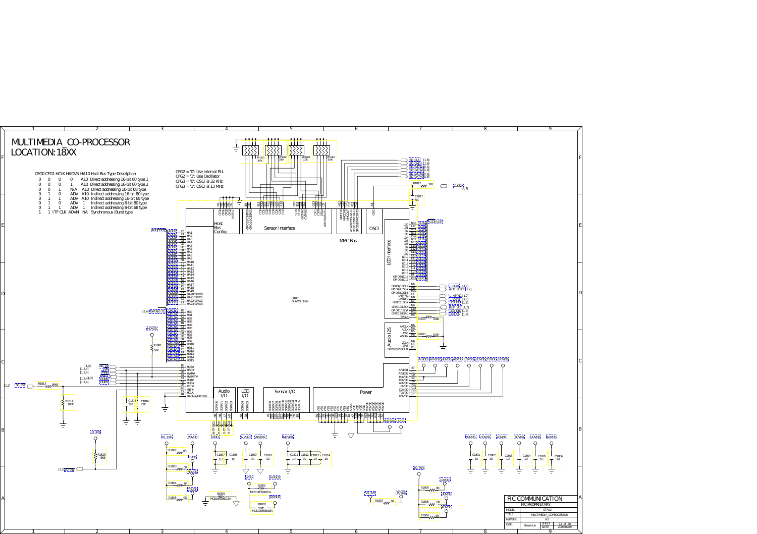# MULTIMEDIA_CO-PROCESSOR
## LOCATION:18XX

| CFG0 | CFG1 | HCLK | HADVN | HA10 | Host Bus Type Description |
|---|---|---|---|---|---|
| 0 | 0 | 0 | 0 | A10 | Direct addressing 16-bit 80 type 1 |
| 0 | 0 | 0 | 1 | A10 | Direct addressing 16-bit 80 type 2 |
| 0 | 0 | 1 | N/A | A10 | Direct addressing 16-bit 68 type |
| 0 | 1 | 0 | ADV | A10 | Indirect addressing 16-bit 80 type |
| 0 | 1 | 0 | ADV | A10 | Indirect addressing 16-bit 68 type |
| 0 | 1 | 0 | ADV | 1 | Indirect addressing 8-bit 80 type |
| 0 | 1 | 1 | ADV | 1 | Indirect addressing 8-bit 68 type |
| 1 | 1 | ITF CLK | ADVN | NA | Synchronous iBurst type |

CFG2 = '0': Use internal PLL
CFG2 = '1': Use Oscillator
CFG3 = '0': OSCI is 32 KHz
CFG3 = '1': OSCI is 13 MHz

U1801
GLAMO_3362

Host Bus Config — Sensor Interface — MMC Bus — OSCI — LCD Interface — Audio I2S — Audio I/O — LCD I/O — Sensor I/O — Power

RP1801 100K, RP1802 100K, RP1803 100K, RP1804 100K
R1801 10K, R1802 0R, R1803 0R, R1804 0R, R1805 0R, R1806 0R, R1807 0R, R1808 0R, R1809 0R, R1810 100K, R1811 100K, R1812 33R, R1813 806, R1814 100K, R1815 5K6
C1801 1U, C1802 1U, C1803 1U, C1804 1U, C1805 1U, C1806 1U, C1807 1U, C1808 1U, C1809 1U, C1810 1U, C1811 1U, C1812 1U, C1813 1U, C1814 1U, C1815 22P, C1816 22P, C1817 NC
B1801 MCB1005S601EA, B1802 MCB1005S601EA, B1803 MCB1005S601EA

| FIC COMMUNICATION | |
|---|---|
| FIC PROPRIETARY | |
| MODEL | GTA02 |
| TITLE | MULTIMEDIA_COPROCESSOR |
| NUMBER | A3 |
| DWG. | Shawn Lin |
| SHEET | 11 of 20 |
| DATE | 2007/09/06 |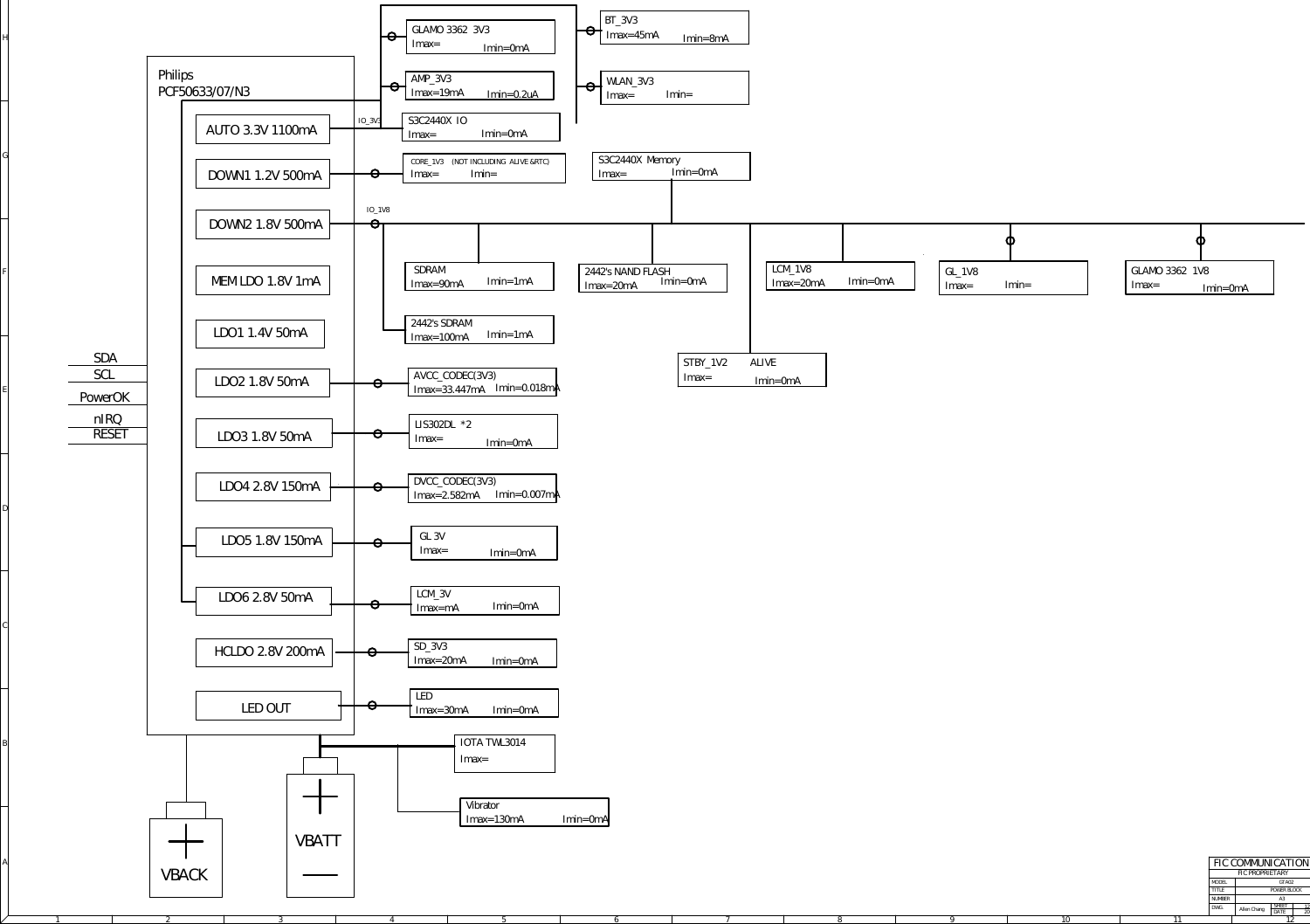Philips
PCF50633/07/N3

| Regulator | Net | Load | Imax | Imin |
|---|---|---|---|---|
| AUTO 3.3V 1100mA | IO_3V3 | GLAMO 3362 3V3 | Imax= | Imin=0mA |
| | | AMP_3V3 | Imax=19mA | Imin=0.2uA |
| | | S3C2440X IO | Imax= | Imin=0mA |
| | | BT_3V3 | Imax=45mA | Imin=8mA |
| | | WLAN_3V3 | Imax= | Imin= |
| DOWN1 1.2V 500mA | | CORE_1V3 (NOT INCLUDING ALIVE &RTC) | Imax= | Imin= |
| DOWN2 1.8V 500mA | IO_1V8 | S3C2440X Memory | Imax= | Imin=0mA |
| | | SDRAM | Imax=90mA | Imin=1mA |
| | | 2442's SDRAM | Imax=100mA | Imin=1mA |
| | | 2442's NAND FLASH | Imax=20mA | Imin=0mA |
| | | LCM_1V8 | Imax=20mA | Imin=0mA |
| | | STBY_1V2 ALIVE | Imax= | Imin=0mA |
| | | GL_1V8 | Imax= | Imin= |
| | | GLAMO 3362 1V8 | Imax= | Imin=0mA |
| MEM LDO 1.8V 1mA | | | | |
| LDO1 1.4V 50mA | | | | |
| LDO2 1.8V 50mA | | AVCC_CODEC(3V3) | Imax=33.447mA | Imin=0.018mA |
| LDO3 1.8V 50mA | | LIS302DL *2 | Imax= | Imin=0mA |
| LDO4 2.8V 150mA | | DVCC_CODEC(3V3) | Imax=2.582mA | Imin=0.007mA |
| LDO5 1.8V 150mA | | GL 3V | Imax= | Imin=0mA |
| LDO6 2.8V 50mA | | LCM_3V | Imax=mA | Imin=0mA |
| HCLDO 2.8V 200mA | | SD_3V3 | Imax=20mA | Imin=0mA |
| LED OUT | | LED | Imax=30mA | Imin=0mA |
| VBATT | | IOTA TWL3014 | Imax= | |
| VBATT | | Vibrator | Imax=130mA | Imin=0mA |

Signals: SDA, SCL, PowerOK, nIRQ, RESET

VBACK

VBATT

FIC COMMUNICATION
FIC PROPRIETARY

| MODEL | GTA02 |
|---|---|
| TITLE | POWER BLOCK |
| NUMBER | A3 |
| DWG. | Allen Chang |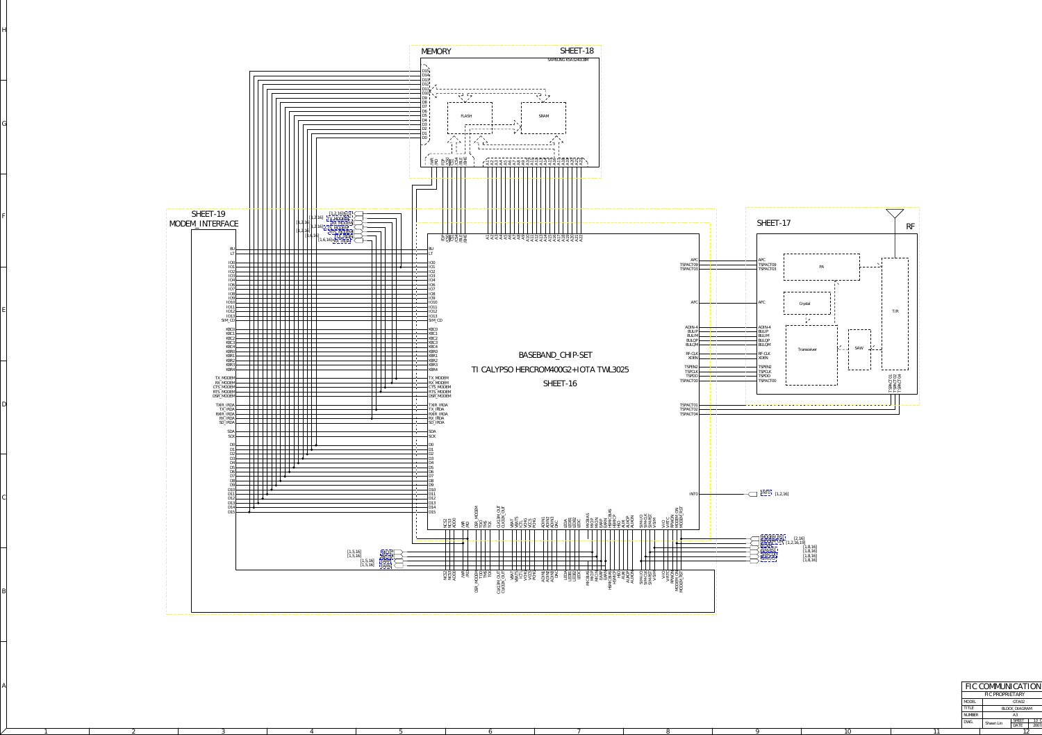MEMORY

SHEET-18

SAMSUNG K5A3240CBM

FLASH

SRAM

SHEET-19

MODEM_INTERFACE

BASEBAND_CHIP-SET

TI CALYPSO HERCROM400G2+IOTA TWL3025

SHEET-16

SHEET-17

RF

PA

Crystal

Transceiver

SAW

T/R

| FIC COMMUNICATION | | | |
|---|---|---|---|
| FIC PROPRIETARY | | | |
| MODEL | GTA02 | | |
| TITLE | BLOCK DIAGRAM | | |
| NUMBER | A3 | | |
| DWG. | Shawn Lin | SHEET | 13 |
| | | DATE | 2007 |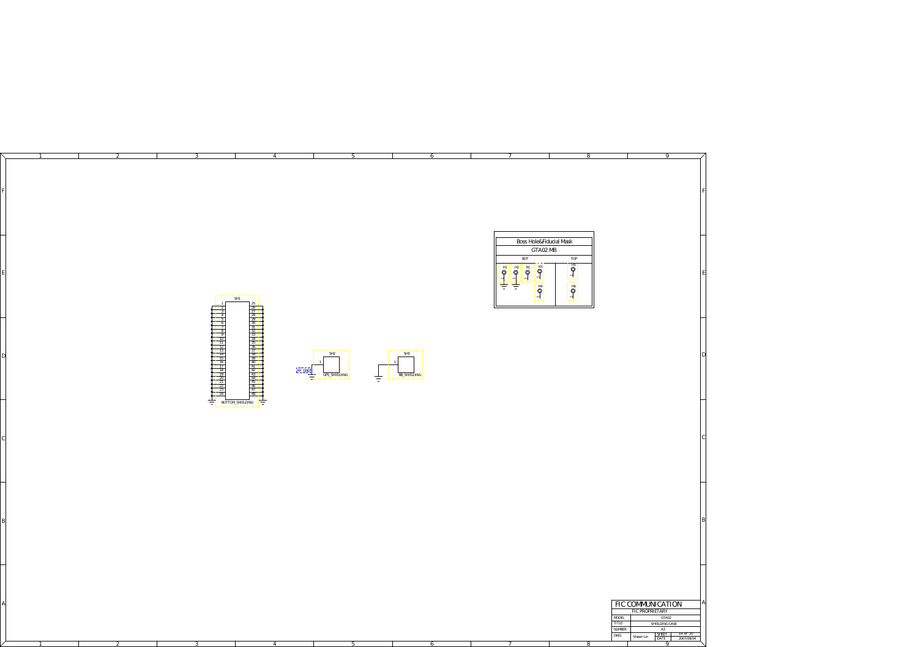SH1

BOTTOM_SHIELDING

SH2

RF_GND

GPS_SHIELDING

SH3

BB_SHIELDING

Boss Hole&Fiducial Mask

GTA02 MB

| BOT | TOP |
| --- | --- |
| H1 H2 R1 H3 H4 | H5 H6 |

| FIC COMMUNICATION | | | |
| --- | --- | --- | --- |
| FIC PROPRIETARY | | | |
| MODEL | GTA02 | | |
| TITLE | SHIELDING CASE | | |
| NUMBER | A3 | | |
| DWG. | Shawn Lin | SHEET | 14 of 20 |
| | | DATE | 2007/09/04 |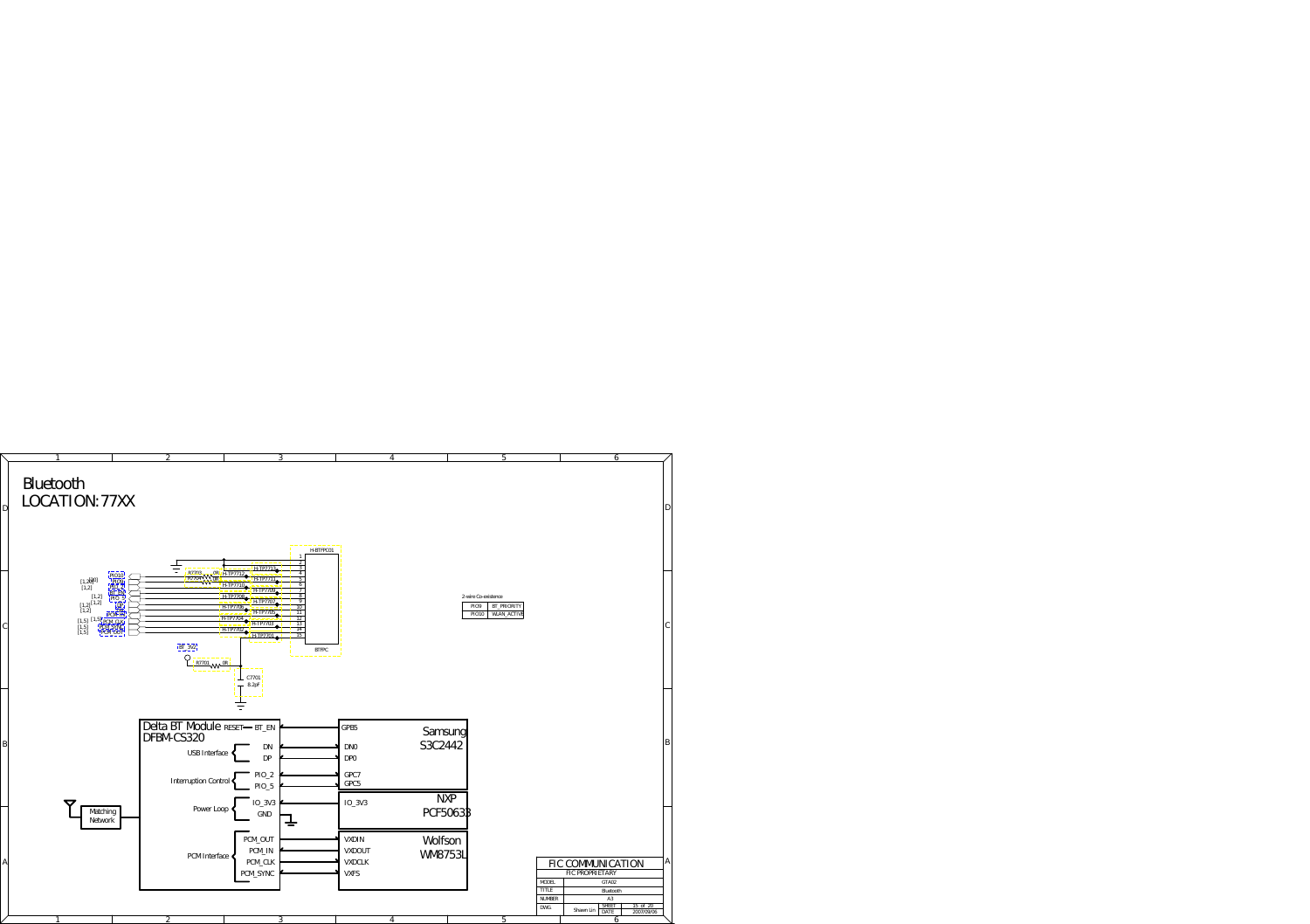# Bluetooth

LOCATION:77XX

2-wire Co-existence

| | |
|---|---|
| PIO9 | BT_PRIORITY |
| PIO10 | WLAN_ACTIVE |

H-BTPPC01

BTPPC

R7703 0R

R7701 0R

C7701 8.2pF

BT_3V3

Delta BT Module DFBM-CS320

- RESET — BT_EN — GPB5 (Samsung S3C2442)
- USB Interface: DN — DN0; DP — DP0 (Samsung S3C2442)
- Interruption Control: PIO_2 — GPC7; PIO_5 — GPC5 (Samsung S3C2442)
- Power Loop: IO_3V3 — IO_3V3 (NXP PCF50633); GND
- PCM Interface: PCM_OUT — VXDIN; PCM_IN — VXDOUT; PCM_CLK — VXDCLK; PCM_SYNC — VXFS (Wolfson WM8753L)

Matching Network

| FIC COMMUNICATION | | | |
|---|---|---|---|
| FIC PROPRIETARY | | | |
| MODEL | GTA02 | | |
| TITLE | Bluetooth | | |
| NUMBER | A3 | | |
| DWG | Shawn Lin | SHEET | 15 of 20 |
| | | DATE | 2007/09/06 |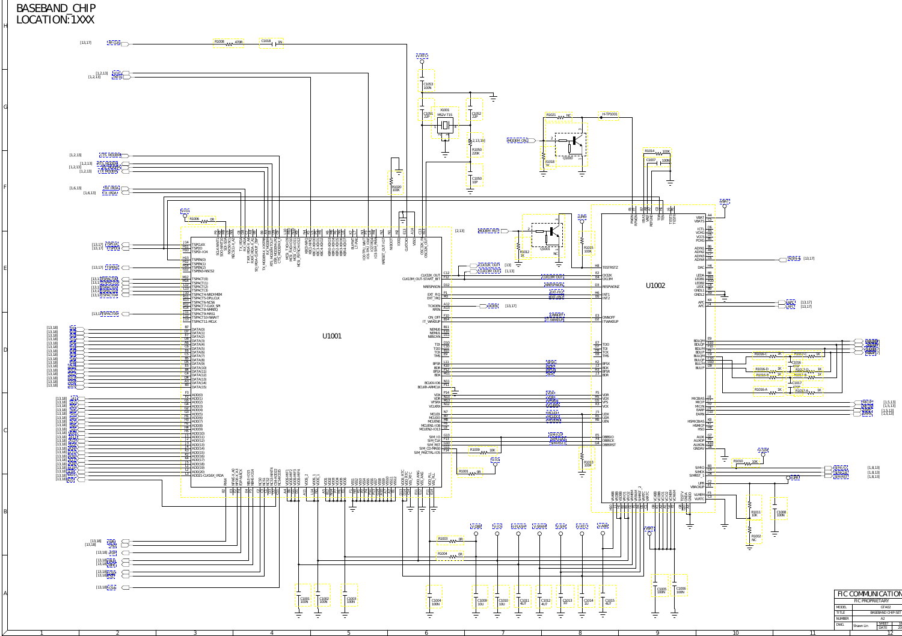# BASEBAND_CHIP
# LOCATION:1XXX

U1001

U1002

| FIC COMMUNICATION | |
|---|---|
| FIC PROPRIETARY | |
| MODEL | GTA02 |
| TITLE | BASEBAND CHIP SET |
| NUMBER | A2 |
| DWG. | Shawn Lin |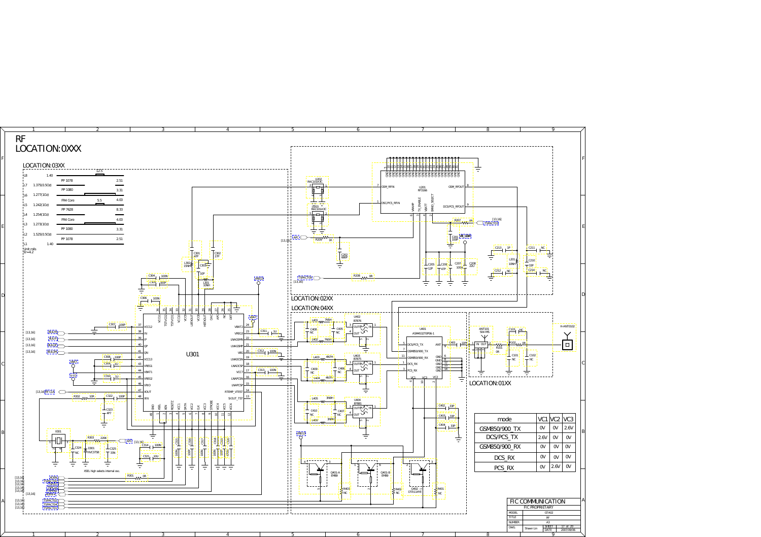# RF

## LOCATION:0XXX

LOCATION:03XX

| Layer | Impedance | Material | Thickness |
|---|---|---|---|
| L8 | 1.40 | | |
| | | PP 1078 | 2.51 |
| L7 | 1.375(0.5Oz) | | |
| | | PP 1080 | 3.31 |
| L6 | 1.277(1Oz) | | |
| | | FR4 Core | 4.00 |
| L5 | 1.242(1Oz) | | |
| | | PP 7628 | 8.33 |
| L4 | 1.254(1Oz) | | |
| | | FR4 Core | 4.00 |
| L3 | 1.273(1Oz) | | |
| | | PP 1080 | 3.31 |
| L2 | 1.525(0.5Oz) | | |
| | | PP 1078 | 2.51 |
| L1 | 1.40 | | |

Unit:mils
Er=4.2

XSEL high selects internal osc.

LOCATION:02XX

LOCATION:04XX

LOCATION:01XX

| mode | VC1 | VC2 | VC3 |
|---|---|---|---|
| GSM850/900_TX | 0V | 0V | 2.6V |
| DCS/PCS_TX | 2.6V | 0V | 0V |
| GSM850/900_RX | 0V | 0V | 0V |
| DCS_RX | 0V | 0V | 0V |
| PCS_RX | 0V | 2.6V | 0V |

| FIC COMMUNICATION | |
|---|---|
| FIC PROPRIETARY | |
| MODEL | GTA02 |
| TITLE | RF |
| NUMBER | A3 |
| DWG. | Shawn Lin |
| SHEET | 17 of 20 |
| DATE | 2007/09/06 |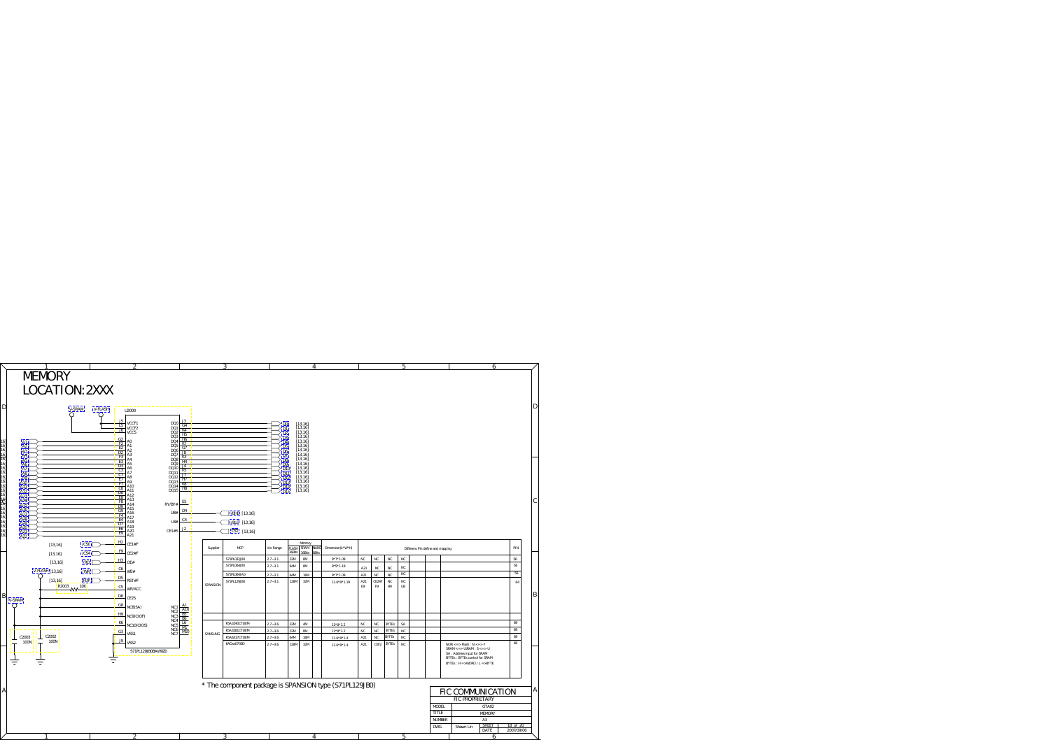# MEMORY

## LOCATION: 2XXX

U2000 — S71PL129JB0BAW9Z0

| Supplier | MCP | Vcc Range | Memory FLASH 16Bits | Memory SRAM 16Bits | Memory NAND 8Bits | Dimension(L*W*H) | Differenc Pin define and mapping | | | | | | | PIN |
|---|---|---|---|---|---|---|---|---|---|---|---|---|---|---|
| SPANSION | S71PL032JB0 | 2.7~3.1 | 32M | 8M | | 9*7*1.09 | NC | NC | NC | NC | | | | 56 |
| | S71PL064JB0 | 2.7~3.1 | 64M | 8M | | 9*9*1.19 | A21 | NC | NC | NC | | | | 56 |
| | S71PL064JA0 | 2.7~3.1 | 64M | 16M | | 9*7*1.09 | A21 | NC | NC | NC | | | | 56 |
| | S71PL129JB0 | 2.7~3.1 | 128M | 32M | | 11.6*8*1.19 | A21 E9 | CE2#F F9 | NC H9 | NC G8 | | | | 64 |
| SANSUNG | K5A3240CTB(M | 2.7~3.6 | 32M | 4M | | 11*8*1.2 | NC | NC | BYTEs | SA | | | | 69 |
| | K5A3280CTB(M | 2.7~3.6 | 32M | 8M | | 11*8*1.2 | NC | NC | BYTEs | NC | | | | 69 |
| | K5A6317CTB(M | 2.7~3.6 | 64M | 16M | | 11.6*8*1.4 | A21 | NC | BYTEs | NC | | | | 69 |
| | K4CxxO700D | 2.7~3.6 | 128M | 32M | | 11.6*8*1.4 | A21 | CEF2 | BYTEs | NC | | | NOR <=> Flash : N <=> F<br>SRAM <=> UtRAM : S <=> U<br>SA : Address input for SRAM<br>BYTEs : BYTEs control for SRAM<br>BYTEs : H =>WORD / L =>BYTE | 69 |

* The component package is SPANSION type (S71PL129JB0)

| FIC COMMUNICATION | | | |
|---|---|---|---|
| FIC PROPRIETARY | | | |
| MODEL | GTA02 | | |
| TITLE | MEMORY | | |
| NUMBER | A3 | | |
| DWG. | Shawn Lin | SHEET 18 of 20 | DATE 2007/09/06 |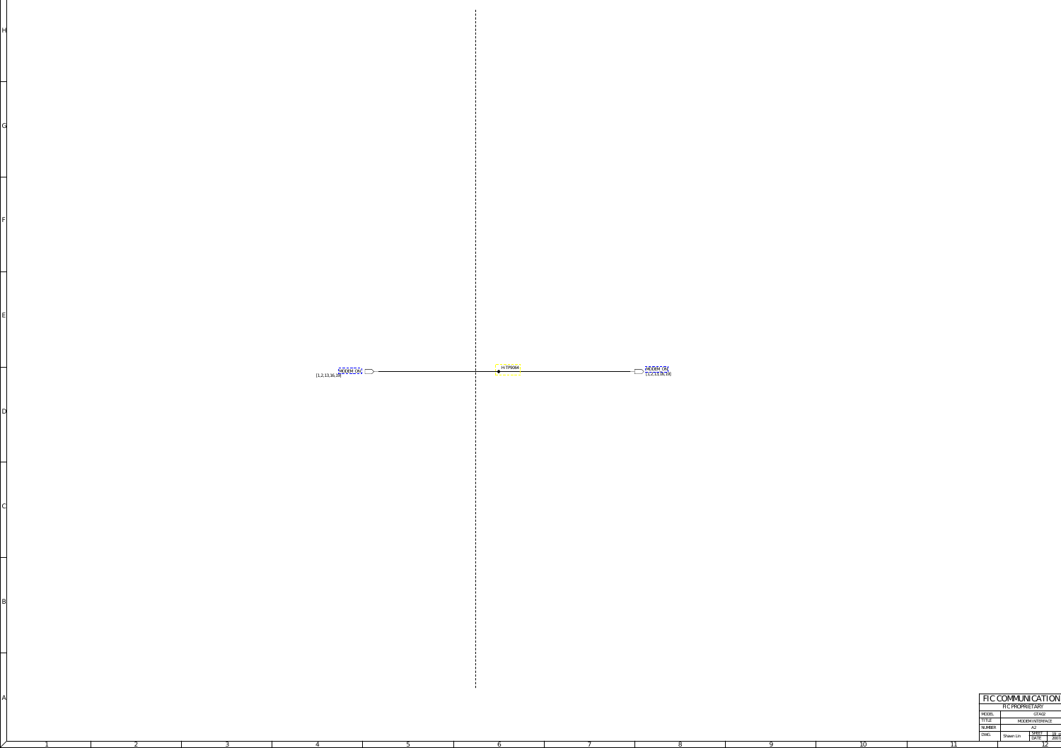[1,2,13,16,18] MODEM_1IN

H-TP9064

MODEM_1IN [1,2,13,16,18]

FIC COMMUNICATION

FIC PROPRIETARY

| MODEL | GTA02 |
| --- | --- |
| TITLE | MODEM INTERFACE |
| NUMBER | A2 |
| DWG. | Shawn Lin |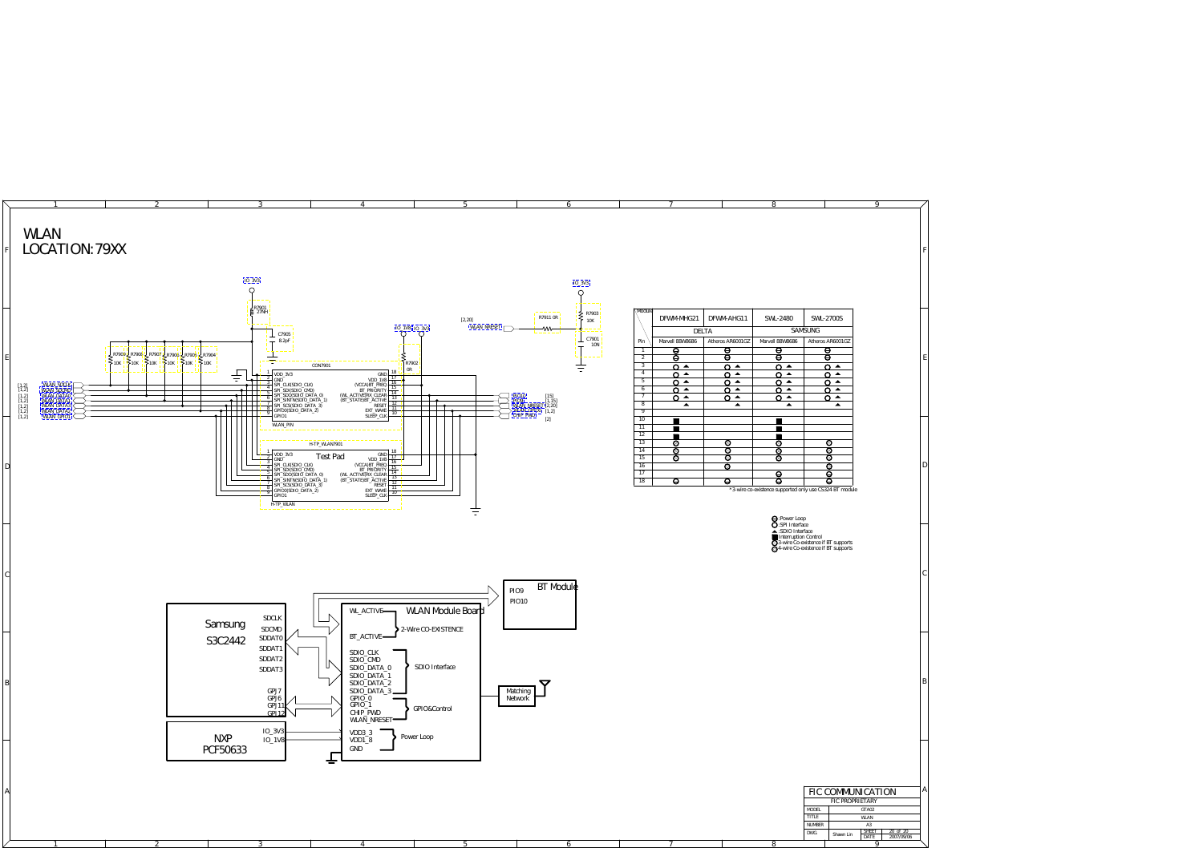# WLAN
## LOCATION:79XX

| Module | DFWM-MHG21 | DFWM-AHG11 | SWL-2480 | SWL-2700S |
|---|---|---|---|---|
| | DELTA | | SAMSUNG | |
| Pin | Marvell 88W8686 | Atheros AR6001GZ | Marvell 88W8686 | Atheros AR6001GZ |
| 1 | ⊖ | ⊖ | ⊖ | ⊖ |
| 2 | ⊖ | ⊖ | ⊖ | ⊖ |
| 3 | ○ ▲ | ○ ▲ | ○ ▲ | ○ ▲ |
| 4 | ○ ▲ | ○ ▲ | ○ ▲ | ○ ▲ |
| 5 | ○ ▲ | ○ ▲ | ○ ▲ | ○ ▲ |
| 6 | ○ ▲ | ○ ▲ | ○ ▲ | ○ ▲ |
| 7 | ○ ▲ | ○ ▲ | ○ ▲ | ○ ▲ |
| 8 | ▲ | ▲ | ▲ | ▲ |
| 9 | | | | |
| 10 | ■ | | ■ | |
| 11 | ■ | | ■ | |
| 12 | ■ | | ■ | |
| 13 | ⊘ | ⊘ | ⊘ | ⊘ |
| 14 | ⊘ | ⊘ | ⊘ | ⊘ |
| 15 | ⊘ | ⊘ | ⊘ | ⊘ |
| 16 | | ⊘ | | ⊘ |
| 17 | | | ⊖ | ⊖ |
| 18 | ⊖ | ⊖ | ⊖ | ⊖ |

* 3-wire co-existence supported only use CS324 BT module

⊖ :Power Loop
○ :SPI Interface
▲ :SDIO Interface
■ Interruption Control
⊘ 3-wire Co-existence if BT supports
⊘ 4-wire Co-existence if BT supports

CON7901: 1 VDD_3V3, 2 GND, 3 SPI_CLK(SDIO_CLK), 4 SPI_SDI(SDIO_CMD), 5 SPI_SDO(SDIO_DATA_0), 6 SPI_SINTN(SDIO_DATA_1), 7 SPI_SCS(SDIO_DATA_3), 8 GPIO0(SDIO_DATA_2), 9 GPIO1, 18 GND, 17 VDD_1V8, 16 (VCCA)BT_FREQ, 15 BT_PRIORITY, 14 (WL_ACTIVE)RX_CLEAR, 13 (BT_STATE)BT_ACTIVE, 12 RESET, 11 EXT_WAKE, 10 SLEEP_CLK

WLAN_PIN

H-TP_WLAN7901 — Test Pad (same pinout)

H-TP_WLAN

R7901 27NH, C7905 8.2pF, R7908 10K, R7906 10K, R7907 10K, R7909 10K, R7905 10K, R7904 10K, R7902 0R, R7911 0R, R7903 10K, C7901 10N

IO_3V3, IO_1V8, WLAN_NRESET [2,20]

Samsung S3C2442: SDCLK, SDCMD, SDDAT0, SDDAT1, SDDAT2, SDDAT3, GPJ7, GPJ6, GPJ11, GPJ12

NXP PCF50633: IO_3V3, IO_1V8

WLAN Module Board: WL_ACTIVE, BT_ACTIVE — 2-Wire CO-EXISTENCE; SDIO_CLK, SDIO_CMD, SDIO_DATA_0, SDIO_DATA_1, SDIO_DATA_2, SDIO_DATA_3 — SDIO Interface; GPIO_0, GPIO_1, CHIP_PWD, WLAN_NRESET — GPIO&Control; VDD3_3, VDD1_8, GND — Power Loop

BT Module: PIO9, PIO10

Matching Network

| | |
|---|---|
| FIC COMMUNICATION | |
| FIC PROPRIETARY | |
| MODEL | GTA02 |
| TITLE | WLAN |
| NUMBER | A3 |
| DWG. | Shawn Lin — SHEET 20 of 20, DATE 2007/09/06 |